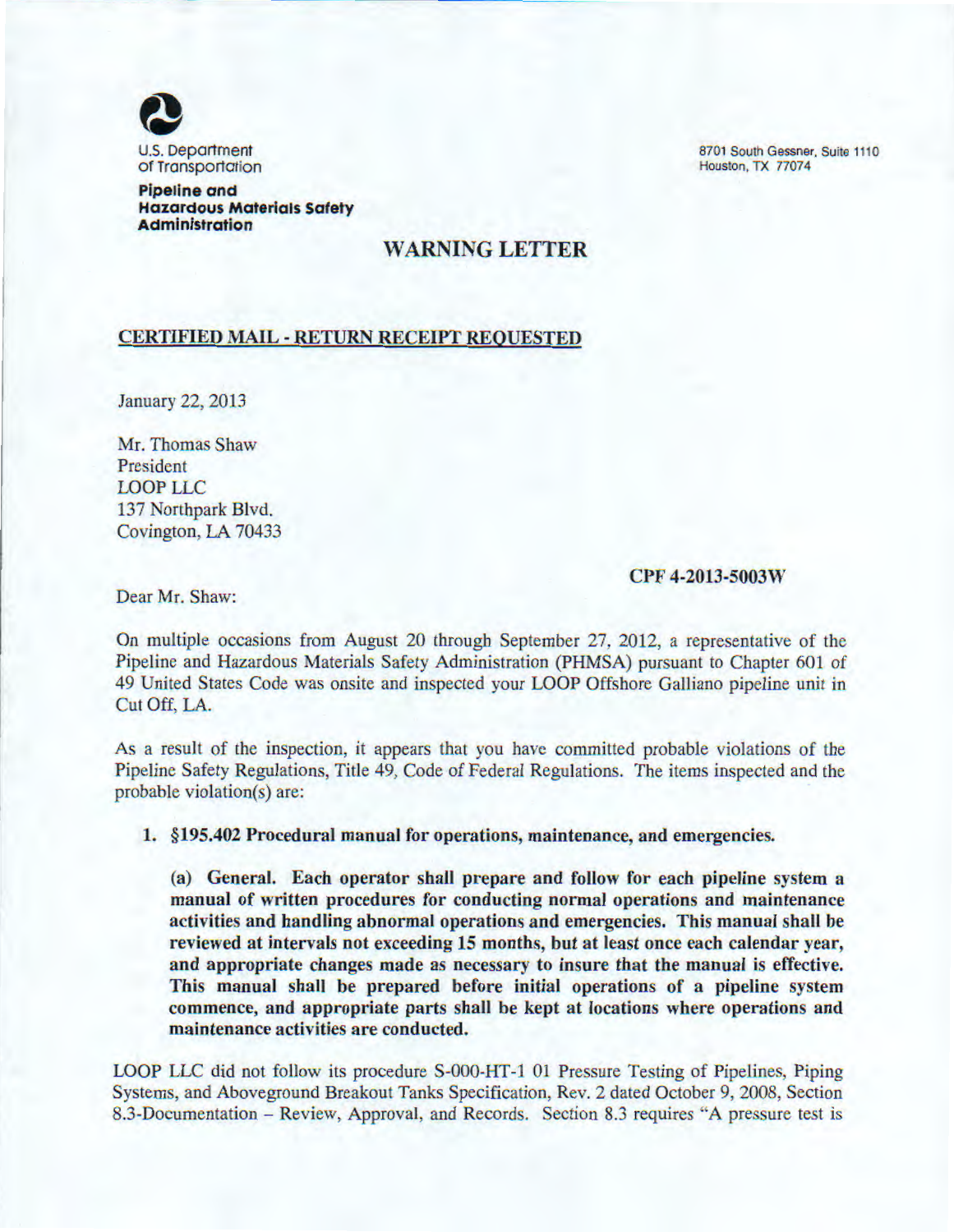U.S. Department of Transportation

**Pipeline and Hazardous Materials Safety Administration**

8701 South Gessner, Suite 1110
Houston, TX 77074

# WARNING LETTER

**CERTIFIED MAIL - RETURN RECEIPT REQUESTED**

January 22, 2013

Mr. Thomas Shaw
President
LOOP LLC
137 Northpark Blvd.
Covington, LA 70433

**CPF 4-2013-5003W**

Dear Mr. Shaw:

On multiple occasions from August 20 through September 27, 2012, a representative of the Pipeline and Hazardous Materials Safety Administration (PHMSA) pursuant to Chapter 601 of 49 United States Code was onsite and inspected your LOOP Offshore Galliano pipeline unit in Cut Off, LA.

As a result of the inspection, it appears that you have committed probable violations of the Pipeline Safety Regulations, Title 49, Code of Federal Regulations. The items inspected and the probable violation(s) are:

1. **§195.402 Procedural manual for operations, maintenance, and emergencies.**

   **(a) General. Each operator shall prepare and follow for each pipeline system a manual of written procedures for conducting normal operations and maintenance activities and handling abnormal operations and emergencies. This manual shall be reviewed at intervals not exceeding 15 months, but at least once each calendar year, and appropriate changes made as necessary to insure that the manual is effective. This manual shall be prepared before initial operations of a pipeline system commence, and appropriate parts shall be kept at locations where operations and maintenance activities are conducted.**

LOOP LLC did not follow its procedure S-000-HT-1 01 Pressure Testing of Pipelines, Piping Systems, and Aboveground Breakout Tanks Specification, Rev. 2 dated October 9, 2008, Section 8.3-Documentation – Review, Approval, and Records. Section 8.3 requires "A pressure test is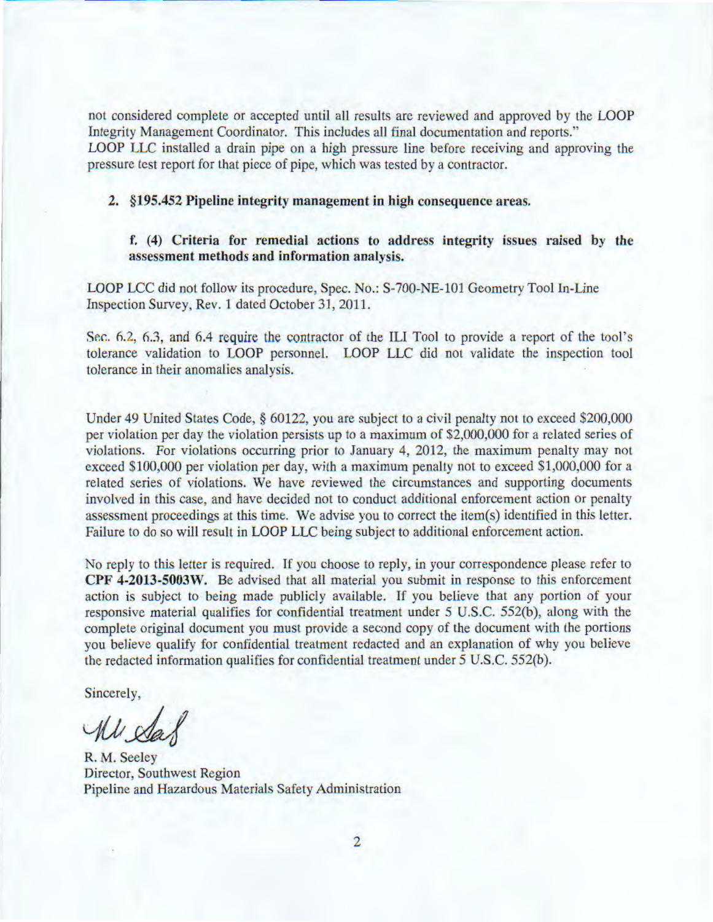not considered complete or accepted until all results are reviewed and approved by the LOOP Integrity Management Coordinator. This includes all final documentation and reports."
LOOP LLC installed a drain pipe on a high pressure line before receiving and approving the pressure test report for that piece of pipe, which was tested by a contractor.

**2. §195.452 Pipeline integrity management in high consequence areas.**

**f. (4) Criteria for remedial actions to address integrity issues raised by the assessment methods and information analysis.**

LOOP LCC did not follow its procedure, Spec. No.: S-700-NE-101 Geometry Tool In-Line Inspection Survey, Rev. 1 dated October 31, 2011.

Sec. 6.2, 6.3, and 6.4 require the contractor of the ILI Tool to provide a report of the tool's tolerance validation to LOOP personnel. LOOP LLC did not validate the inspection tool tolerance in their anomalies analysis.

Under 49 United States Code, § 60122, you are subject to a civil penalty not to exceed $200,000 per violation per day the violation persists up to a maximum of $2,000,000 for a related series of violations. For violations occurring prior to January 4, 2012, the maximum penalty may not exceed $100,000 per violation per day, with a maximum penalty not to exceed $1,000,000 for a related series of violations. We have reviewed the circumstances and supporting documents involved in this case, and have decided not to conduct additional enforcement action or penalty assessment proceedings at this time. We advise you to correct the item(s) identified in this letter. Failure to do so will result in LOOP LLC being subject to additional enforcement action.

No reply to this letter is required. If you choose to reply, in your correspondence please refer to **CPF 4-2013-5003W.** Be advised that all material you submit in response to this enforcement action is subject to being made publicly available. If you believe that any portion of your responsive material qualifies for confidential treatment under 5 U.S.C. 552(b), along with the complete original document you must provide a second copy of the document with the portions you believe qualify for confidential treatment redacted and an explanation of why you believe the redacted information qualifies for confidential treatment under 5 U.S.C. 552(b).

Sincerely,

R. M. Seeley
Director, Southwest Region
Pipeline and Hazardous Materials Safety Administration